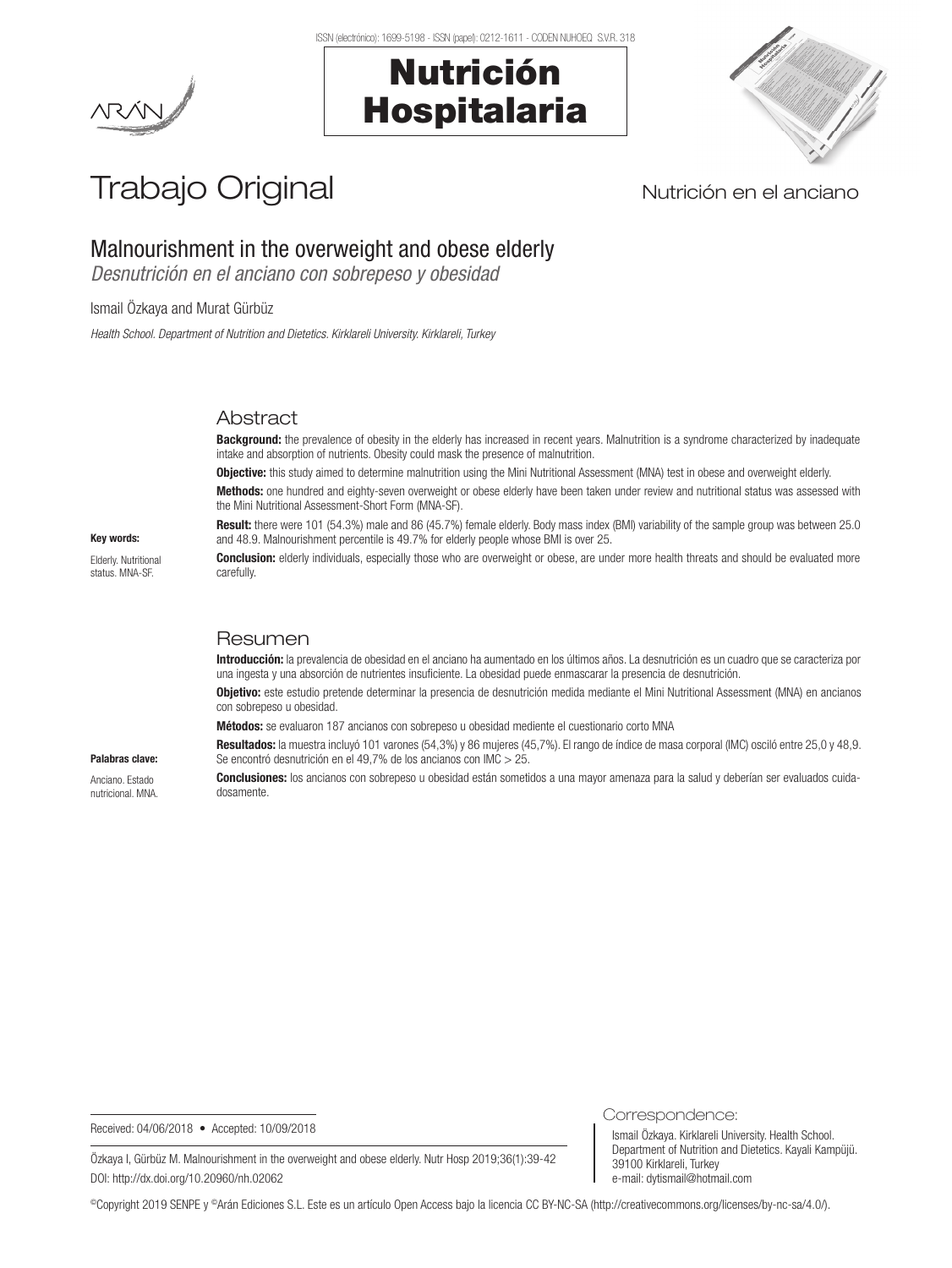Trabajo Original

Nutrición en el anciano

# Malnourishment in the overweight and obese elderly

*Desnutrición en el anciano con sobrepeso y obesidad*

Ismail Özkaya and Murat Gürbüz

*Health School. Department of Nutrition and Dietetics. Kirklareli University. Kirklareli, Turkey*

## Abstract

**Background:** the prevalence of obesity in the elderly has increased in recent years. Malnutrition is a syndrome characterized by inadequate intake and absorption of nutrients. Obesity could mask the presence of malnutrition.

**Objective:** this study aimed to determine malnutrition using the Mini Nutritional Assessment (MNA) test in obese and overweight elderly.

**Methods:** one hundred and eighty-seven overweight or obese elderly have been taken under review and nutritional status was assessed with the Mini Nutritional Assessment-Short Form (MNA-SF).

**Result:** there were 101 (54.3%) male and 86 (45.7%) female elderly. Body mass index (BMI) variability of the sample group was between 25.0 and 48.9. Malnourishment percentile is 49.7% for elderly people whose BMI is over 25.

**Conclusion:** elderly individuals, especially those who are overweight or obese, are under more health threats and should be evaluated more carefully.

**Key words:**

Elderly. Nutritional status. MNA-SF.

## Resumen

**Introducción:** la prevalencia de obesidad en el anciano ha aumentado en los últimos años. La desnutrición es un cuadro que se caracteriza por una ingesta y una absorción de nutrientes insuficiente. La obesidad puede enmascarar la presencia de desnutrición.

**Objetivo:** este estudio pretende determinar la presencia de desnutrición medida mediante el Mini Nutritional Assessment (MNA) en ancianos con sobrepeso u obesidad.

**Métodos:** se evaluaron 187 ancianos con sobrepeso u obesidad mediente el cuestionario corto MNA

**Resultados:** la muestra incluyó 101 varones (54,3%) y 86 mujeres (45,7%). El rango de índice de masa corporal (IMC) osciló entre 25,0 y 48,9. Se encontró desnutrición en el 49,7% de los ancianos con IMC > 25.

**Conclusiones:** los ancianos con sobrepeso u obesidad están sometidos a una mayor amenaza para la salud y deberían ser evaluados cuidadosamente.

**Palabras clave:**

Anciano. Estado nutricional. MNA.

Received: 04/06/2018 • Accepted: 10/09/2018

Özkaya I, Gürbüz M. Malnourishment in the overweight and obese elderly. Nutr Hosp 2019;36(1):39-42

DOI: http://dx.doi.org/10.20960/nh.02062

Correspondence:

Ismail Özkaya. Kirklareli University. Health School. Department of Nutrition and Dietetics. Kayali Kampüjü. 39100 Kirklareli, Turkey

e-mail: dytismail@hotmail.com

©Copyright 2019 SENPE y ©Arán Ediciones S.L. Este es un artículo Open Access bajo la licencia CC BY-NC-SA (http://creativecommons.org/licenses/by-nc-sa/4.0/).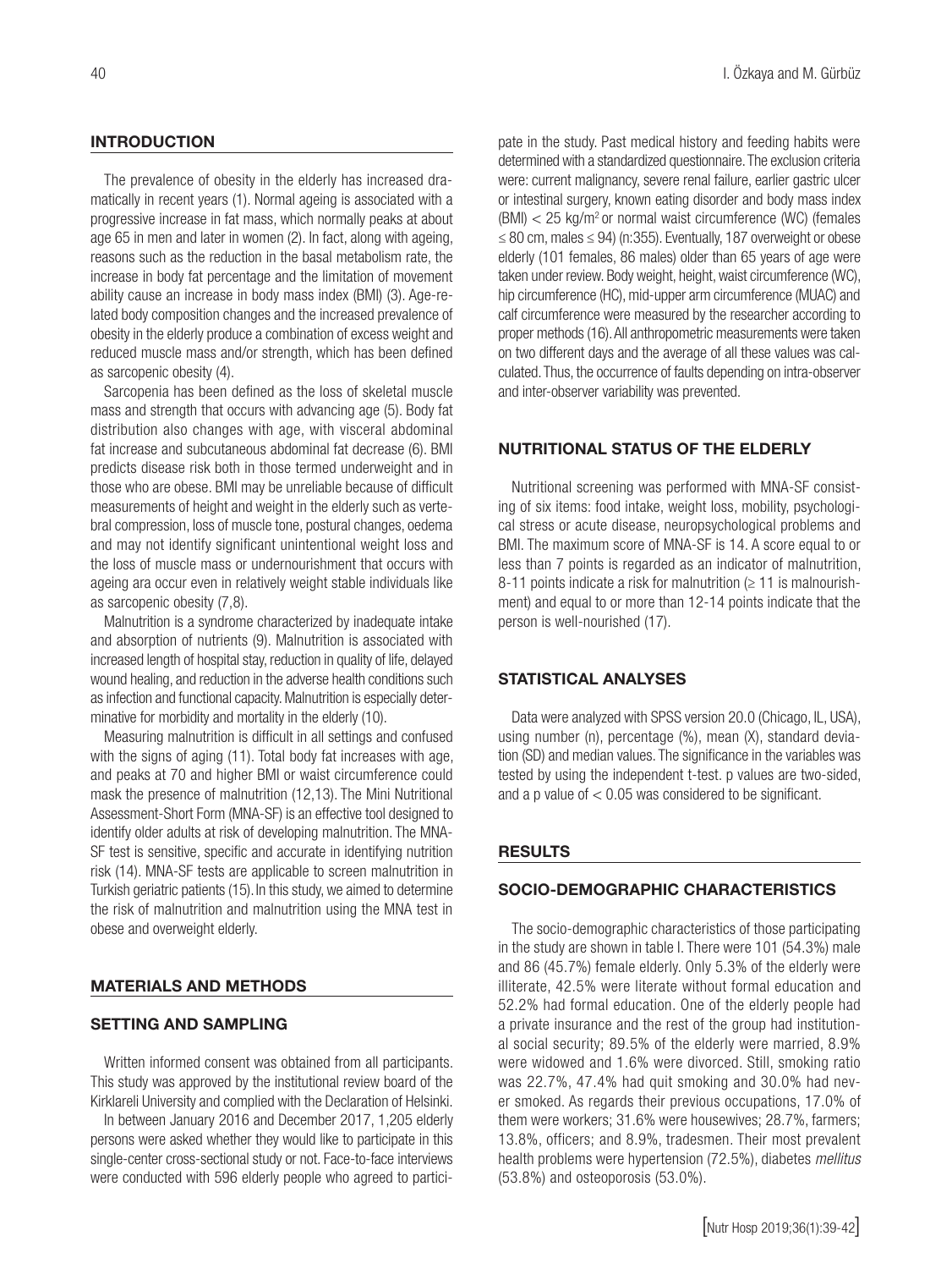## INTRODUCTION

The prevalence of obesity in the elderly has increased dramatically in recent years (1). Normal ageing is associated with a progressive increase in fat mass, which normally peaks at about age 65 in men and later in women (2). In fact, along with ageing, reasons such as the reduction in the basal metabolism rate, the increase in body fat percentage and the limitation of movement ability cause an increase in body mass index (BMI) (3). Age-related body composition changes and the increased prevalence of obesity in the elderly produce a combination of excess weight and reduced muscle mass and/or strength, which has been defined as sarcopenic obesity (4).

Sarcopenia has been defined as the loss of skeletal muscle mass and strength that occurs with advancing age (5). Body fat distribution also changes with age, with visceral abdominal fat increase and subcutaneous abdominal fat decrease (6). BMI predicts disease risk both in those termed underweight and in those who are obese. BMI may be unreliable because of difficult measurements of height and weight in the elderly such as vertebral compression, loss of muscle tone, postural changes, oedema and may not identify significant unintentional weight loss and the loss of muscle mass or undernourishment that occurs with ageing ara occur even in relatively weight stable individuals like as sarcopenic obesity (7,8).

Malnutrition is a syndrome characterized by inadequate intake and absorption of nutrients (9). Malnutrition is associated with increased length of hospital stay, reduction in quality of life, delayed wound healing, and reduction in the adverse health conditions such as infection and functional capacity. Malnutrition is especially determinative for morbidity and mortality in the elderly (10).

Measuring malnutrition is difficult in all settings and confused with the signs of aging (11). Total body fat increases with age, and peaks at 70 and higher BMI or waist circumference could mask the presence of malnutrition (12,13). The Mini Nutritional Assessment-Short Form (MNA-SF) is an effective tool designed to identify older adults at risk of developing malnutrition. The MNA-SF test is sensitive, specific and accurate in identifying nutrition risk (14). MNA-SF tests are applicable to screen malnutrition in Turkish geriatric patients (15). In this study, we aimed to determine the risk of malnutrition and malnutrition using the MNA test in obese and overweight elderly.

## MATERIALS AND METHODS

### SETTING AND SAMPLING

Written informed consent was obtained from all participants. This study was approved by the institutional review board of the Kirklareli University and complied with the Declaration of Helsinki.

In between January 2016 and December 2017, 1,205 elderly persons were asked whether they would like to participate in this single-center cross-sectional study or not. Face-to-face interviews were conducted with 596 elderly people who agreed to participate in the study. Past medical history and feeding habits were determined with a standardized questionnaire. The exclusion criteria were: current malignancy, severe renal failure, earlier gastric ulcer or intestinal surgery, known eating disorder and body mass index (BMI) $< 25$ kg/m$^2$ or normal waist circumference (WC) (females $\leq 80$ cm, males $\leq 94$) (n:355). Eventually, 187 overweight or obese elderly (101 females, 86 males) older than 65 years of age were taken under review. Body weight, height, waist circumference (WC), hip circumference (HC), mid-upper arm circumference (MUAC) and calf circumference were measured by the researcher according to proper methods (16). All anthropometric measurements were taken on two different days and the average of all these values was calculated. Thus, the occurrence of faults depending on intra-observer and inter-observer variability was prevented.

## NUTRITIONAL STATUS OF THE ELDERLY

Nutritional screening was performed with MNA-SF consisting of six items: food intake, weight loss, mobility, psychological stress or acute disease, neuropsychological problems and BMI. The maximum score of MNA-SF is 14. A score equal to or less than 7 points is regarded as an indicator of malnutrition, 8-11 points indicate a risk for malnutrition ($\geq 11$ is malnourishment) and equal to or more than 12-14 points indicate that the person is well-nourished (17).

## STATISTICAL ANALYSES

Data were analyzed with SPSS version 20.0 (Chicago, IL, USA), using number (n), percentage (%), mean (X), standard deviation (SD) and median values. The significance in the variables was tested by using the independent t-test. p values are two-sided, and a p value of $< 0.05$ was considered to be significant.

## RESULTS

### SOCIO-DEMOGRAPHIC CHARACTERISTICS

The socio-demographic characteristics of those participating in the study are shown in table I. There were 101 (54.3%) male and 86 (45.7%) female elderly. Only 5.3% of the elderly were illiterate, 42.5% were literate without formal education and 52.2% had formal education. One of the elderly people had a private insurance and the rest of the group had institutional social security; 89.5% of the elderly were married, 8.9% were widowed and 1.6% were divorced. Still, smoking ratio was 22.7%, 47.4% had quit smoking and 30.0% had never smoked. As regards their previous occupations, 17.0% of them were workers; 31.6% were housewives; 28.7%, farmers; 13.8%, officers; and 8.9%, tradesmen. Their most prevalent health problems were hypertension (72.5%), diabetes *mellitus* (53.8%) and osteoporosis (53.0%).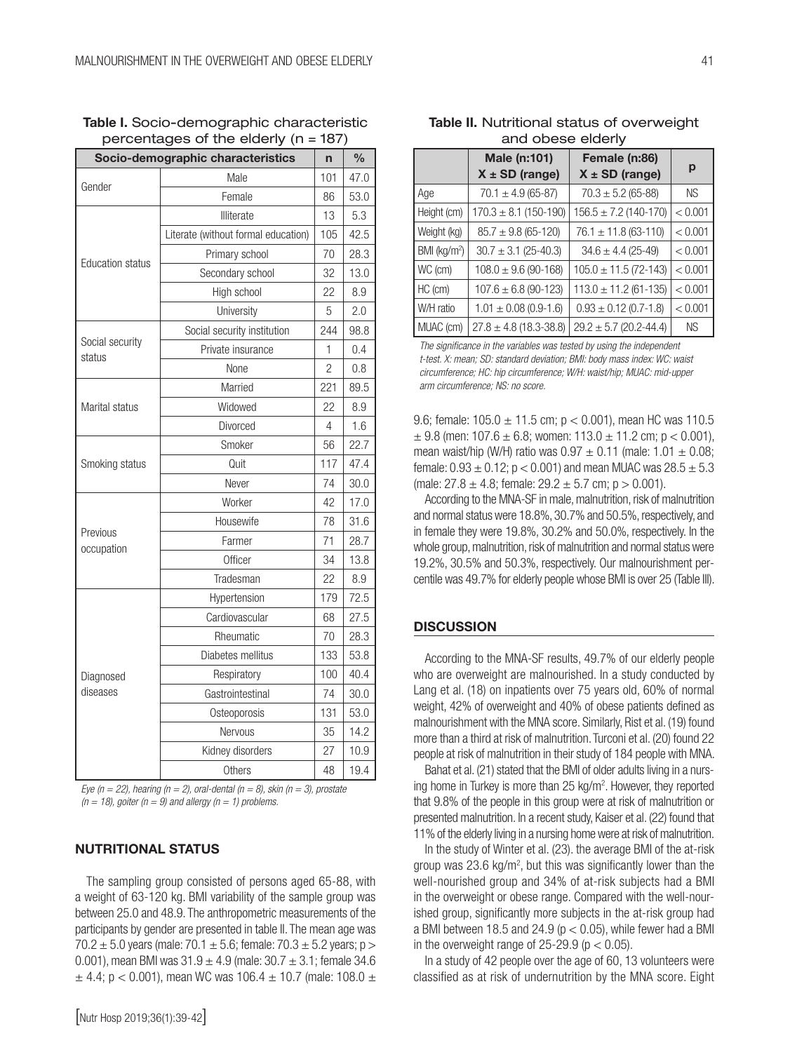**Table I.** Socio-demographic characteristic percentages of the elderly (n = 187)

| Socio-demographic characteristics | | n | % |
|---|---|---|---|
| Gender | Male | 101 | 47.0 |
| | Female | 86 | 53.0 |
| Education status | Illiterate | 13 | 5.3 |
| | Literate (without formal education) | 105 | 42.5 |
| | Primary school | 70 | 28.3 |
| | Secondary school | 32 | 13.0 |
| | High school | 22 | 8.9 |
| | University | 5 | 2.0 |
| Social security status | Social security institution | 244 | 98.8 |
| | Private insurance | 1 | 0.4 |
| | None | 2 | 0.8 |
| Marital status | Married | 221 | 89.5 |
| | Widowed | 22 | 8.9 |
| | Divorced | 4 | 1.6 |
| Smoking status | Smoker | 56 | 22.7 |
| | Quit | 117 | 47.4 |
| | Never | 74 | 30.0 |
| Previous occupation | Worker | 42 | 17.0 |
| | Housewife | 78 | 31.6 |
| | Farmer | 71 | 28.7 |
| | Officer | 34 | 13.8 |
| | Tradesman | 22 | 8.9 |
| Diagnosed diseases | Hypertension | 179 | 72.5 |
| | Cardiovascular | 68 | 27.5 |
| | Rheumatic | 70 | 28.3 |
| | Diabetes mellitus | 133 | 53.8 |
| | Respiratory | 100 | 40.4 |
| | Gastrointestinal | 74 | 30.0 |
| | Osteoporosis | 131 | 53.0 |
| | Nervous | 35 | 14.2 |
| | Kidney disorders | 27 | 10.9 |
| | Others | 48 | 19.4 |

*Eye (n = 22), hearing (n = 2), oral-dental (n = 8), skin (n = 3), prostate (n = 18), goiter (n = 9) and allergy (n = 1) problems.*

## NUTRITIONAL STATUS

The sampling group consisted of persons aged 65-88, with a weight of 63-120 kg. BMI variability of the sample group was between 25.0 and 48.9. The anthropometric measurements of the participants by gender are presented in table II. The mean age was $70.2 \pm 5.0$ years (male: $70.1 \pm 5.6$; female: $70.3 \pm 5.2$ years; $p > 0.001$), mean BMI was $31.9 \pm 4.9$ (male: $30.7 \pm 3.1$; female $34.6 \pm 4.4$; $p < 0.001$), mean WC was $106.4 \pm 10.7$ (male: $108.0 \pm 9.6$; female: $105.0 \pm 11.5$ cm; $p < 0.001$), mean HC was $110.5 \pm 9.8$ (men: $107.6 \pm 6.8$; women: $113.0 \pm 11.2$ cm; $p < 0.001$), mean waist/hip (W/H) ratio was $0.97 \pm 0.11$ (male: $1.01 \pm 0.08$; female: $0.93 \pm 0.12$; $p < 0.001$) and mean MUAC was $28.5 \pm 5.3$ (male: $27.8 \pm 4.8$; female: $29.2 \pm 5.7$ cm; $p > 0.001$).

**Table II.** Nutritional status of overweight and obese elderly

| | Male (n:101) $X \pm SD$ (range) | Female (n:86) $X \pm SD$ (range) | p |
|---|---|---|---|
| Age | $70.1 \pm 4.9$ (65-87) | $70.3 \pm 5.2$ (65-88) | NS |
| Height (cm) | $170.3 \pm 8.1$ (150-190) | $156.5 \pm 7.2$ (140-170) | < 0.001 |
| Weight (kg) | $85.7 \pm 9.8$ (65-120) | $76.1 \pm 11.8$ (63-110) | < 0.001 |
| BMI (kg/m$^2$) | $30.7 \pm 3.1$ (25-40.3) | $34.6 \pm 4.4$ (25-49) | < 0.001 |
| WC (cm) | $108.0 \pm 9.6$ (90-168) | $105.0 \pm 11.5$ (72-143) | < 0.001 |
| HC (cm) | $107.6 \pm 6.8$ (90-123) | $113.0 \pm 11.2$ (61-135) | < 0.001 |
| W/H ratio | $1.01 \pm 0.08$ (0.9-1.6) | $0.93 \pm 0.12$ (0.7-1.8) | < 0.001 |
| MUAC (cm) | $27.8 \pm 4.8$ (18.3-38.8) | $29.2 \pm 5.7$ (20.2-44.4) | NS |

*The significance in the variables was tested by using the independent t-test. X: mean; SD: standard deviation; BMI: body mass index: WC: waist circumference; HC: hip circumference; W/H: waist/hip; MUAC: mid-upper arm circumference; NS: no score.*

According to the MNA-SF in male, malnutrition, risk of malnutrition and normal status were 18.8%, 30.7% and 50.5%, respectively, and in female they were 19.8%, 30.2% and 50.0%, respectively. In the whole group, malnutrition, risk of malnutrition and normal status were 19.2%, 30.5% and 50.3%, respectively. Our malnourishment percentile was 49.7% for elderly people whose BMI is over 25 (Table III).

## DISCUSSION

According to the MNA-SF results, 49.7% of our elderly people who are overweight are malnourished. In a study conducted by Lang et al. (18) on inpatients over 75 years old, 60% of normal weight, 42% of overweight and 40% of obese patients defined as malnourishment with the MNA score. Similarly, Rist et al. (19) found more than a third at risk of malnutrition. Turconi et al. (20) found 22 people at risk of malnutrition in their study of 184 people with MNA.

Bahat et al. (21) stated that the BMI of older adults living in a nursing home in Turkey is more than 25 kg/m$^2$. However, they reported that 9.8% of the people in this group were at risk of malnutrition or presented malnutrition. In a recent study, Kaiser et al. (22) found that 11% of the elderly living in a nursing home were at risk of malnutrition.

In the study of Winter et al. (23). the average BMI of the at-risk group was 23.6 kg/m$^2$, but this was significantly lower than the well-nourished group and 34% of at-risk subjects had a BMI in the overweight or obese range. Compared with the well-nourished group, significantly more subjects in the at-risk group had a BMI between 18.5 and 24.9 ($p < 0.05$), while fewer had a BMI in the overweight range of 25-29.9 ($p < 0.05$).

In a study of 42 people over the age of 60, 13 volunteers were classified as at risk of undernutrition by the MNA score. Eight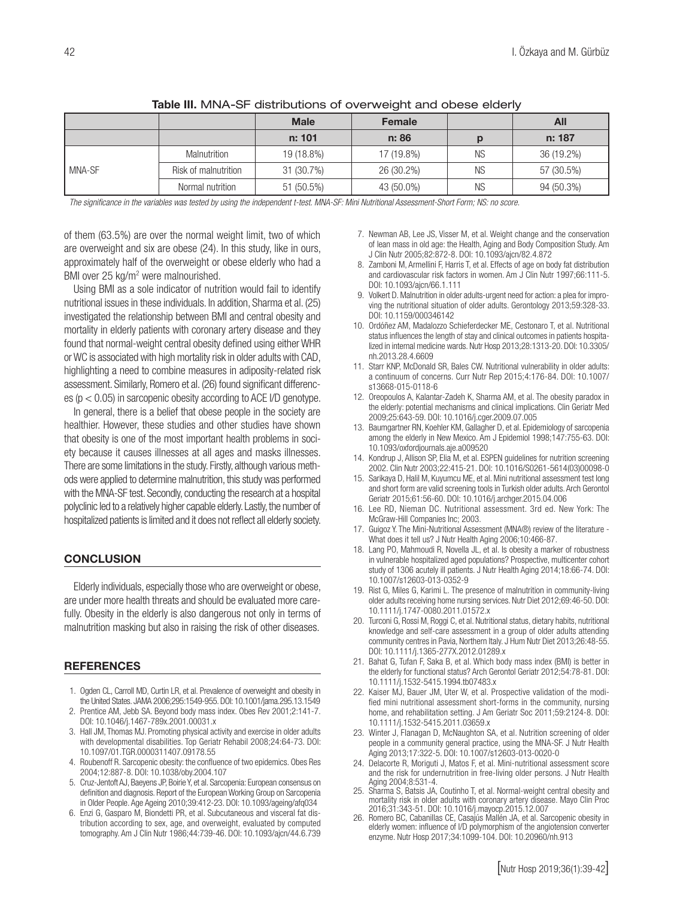**Table III.** MNA-SF distributions of overweight and obese elderly

| | | Male | Female | | All |
|---|---|---|---|---|---|
| | | n: 101 | n: 86 | p | n: 187 |
| MNA-SF | Malnutrition | 19 (18.8%) | 17 (19.8%) | NS | 36 (19.2%) |
| | Risk of malnutrition | 31 (30.7%) | 26 (30.2%) | NS | 57 (30.5%) |
| | Normal nutrition | 51 (50.5%) | 43 (50.0%) | NS | 94 (50.3%) |

*The significance in the variables was tested by using the independent t-test. MNA-SF: Mini Nutritional Assessment-Short Form; NS: no score.*

of them (63.5%) are over the normal weight limit, two of which are overweight and six are obese (24). In this study, like in ours, approximately half of the overweight or obese elderly who had a BMI over 25 kg/m$^2$ were malnourished.

Using BMI as a sole indicator of nutrition would fail to identify nutritional issues in these individuals. In addition, Sharma et al. (25) investigated the relationship between BMI and central obesity and mortality in elderly patients with coronary artery disease and they found that normal-weight central obesity defined using either WHR or WC is associated with high mortality risk in older adults with CAD, highlighting a need to combine measures in adiposity-related risk assessment. Similarly, Romero et al. (26) found significant differences ($p < 0.05$) in sarcopenic obesity according to ACE I/D genotype.

In general, there is a belief that obese people in the society are healthier. However, these studies and other studies have shown that obesity is one of the most important health problems in society because it causes illnesses at all ages and masks illnesses. There are some limitations in the study. Firstly, although various methods were applied to determine malnutrition, this study was performed with the MNA-SF test. Secondly, conducting the research at a hospital polyclinic led to a relatively higher capable elderly. Lastly, the number of hospitalized patients is limited and it does not reflect all elderly society.

## CONCLUSION

Elderly individuals, especially those who are overweight or obese, are under more health threats and should be evaluated more carefully. Obesity in the elderly is also dangerous not only in terms of malnutrition masking but also in raising the risk of other diseases.

## REFERENCES

1. Ogden CL, Carroll MD, Curtin LR, et al. Prevalence of overweight and obesity in the United States. JAMA 2006;295:1549-955. DOI: 10.1001/jama.295.13.1549
2. Prentice AM, Jebb SA. Beyond body mass index. Obes Rev 2001;2:141-7. DOI: 10.1046/j.1467-789x.2001.00031.x
3. Hall JM, Thomas MJ. Promoting physical activity and exercise in older adults with developmental disabilities. Top Geriatr Rehabil 2008;24:64-73. DOI: 10.1097/01.TGR.0000311407.09178.55
4. Roubenoff R. Sarcopenic obesity: the confluence of two epidemics. Obes Res 2004;12:887-8. DOI: 10.1038/oby.2004.107
5. Cruz-Jentoft AJ, Baeyens JP, Boirie Y, et al. Sarcopenia: European consensus on definition and diagnosis. Report of the European Working Group on Sarcopenia in Older People. Age Ageing 2010;39:412-23. DOI: 10.1093/ageing/afq034
6. Enzi G, Gasparo M, Biondetti PR, et al. Subcutaneous and visceral fat distribution according to sex, age, and overweight, evaluated by computed tomography. Am J Clin Nutr 1986;44:739-46. DOI: 10.1093/ajcn/44.6.739
7. Newman AB, Lee JS, Visser M, et al. Weight change and the conservation of lean mass in old age: the Health, Aging and Body Composition Study. Am J Clin Nutr 2005;82:872-8. DOI: 10.1093/ajcn/82.4.872
8. Zamboni M, Armellini F, Harris T, et al. Effects of age on body fat distribution and cardiovascular risk factors in women. Am J Clin Nutr 1997;66:111-5. DOI: 10.1093/ajcn/66.1.111
9. Volkert D. Malnutrition in older adults-urgent need for action: a plea for improving the nutritional situation of older adults. Gerontology 2013;59:328-33. DOI: 10.1159/000346142
10. Ordóñez AM, Madalozzo Schieferdecker ME, Cestonaro T, et al. Nutritional status influences the length of stay and clinical outcomes in patients hospitalized in internal medicine wards. Nutr Hosp 2013;28:1313-20. DOI: 10.3305/nh.2013.28.4.6609
11. Starr KNP, McDonald SR, Bales CW. Nutritional vulnerability in older adults: a continuum of concerns. Curr Nutr Rep 2015;4:176-84. DOI: 10.1007/s13668-015-0118-6
12. Oreopoulos A, Kalantar-Zadeh K, Sharma AM, et al. The obesity paradox in the elderly: potential mechanisms and clinical implications. Clin Geriatr Med 2009;25:643-59. DOI: 10.1016/j.cger.2009.07.005
13. Baumgartner RN, Koehler KM, Gallagher D, et al. Epidemiology of sarcopenia among the elderly in New Mexico. Am J Epidemiol 1998;147:755-63. DOI: 10.1093/oxfordjournals.aje.a009520
14. Kondrup J, Allison SP, Elia M, et al. ESPEN guidelines for nutrition screening 2002. Clin Nutr 2003;22:415-21. DOI: 10.1016/S0261-5614(03)00098-0
15. Sarikaya D, Halil M, Kuyumcu ME, et al. Mini nutritional assessment test long and short form are valid screening tools in Turkish older adults. Arch Gerontol Geriatr 2015;61:56-60. DOI: 10.1016/j.archger.2015.04.006
16. Lee RD, Nieman DC. Nutritional assessment. 3rd ed. New York: The McGraw-Hill Companies Inc; 2003.
17. Guigoz Y. The Mini-Nutritional Assessment (MNA®) review of the literature - What does it tell us? J Nutr Health Aging 2006;10:466-87.
18. Lang PO, Mahmoudi R, Novella JL, et al. Is obesity a marker of robustness in vulnerable hospitalized aged populations? Prospective, multicenter cohort study of 1306 acutely ill patients. J Nutr Health Aging 2014;18:66-74. DOI: 10.1007/s12603-013-0352-9
19. Rist G, Miles G, Karimi L. The presence of malnutrition in community-living older adults receiving home nursing services. Nutr Diet 2012;69:46-50. DOI: 10.1111/j.1747-0080.2011.01572.x
20. Turconi G, Rossi M, Roggi C, et al. Nutritional status, dietary habits, nutritional knowledge and self-care assessment in a group of older adults attending community centres in Pavia, Northern Italy. J Hum Nutr Diet 2013;26:48-55. DOI: 10.1111/j.1365-277X.2012.01289.x
21. Bahat G, Tufan F, Saka B, et al. Which body mass index (BMI) is better in the elderly for functional status? Arch Gerontol Geriatr 2012;54:78-81. DOI: 10.1111/j.1532-5415.1994.tb07483.x
22. Kaiser MJ, Bauer JM, Uter W, et al. Prospective validation of the modified mini nutritional assessment short-forms in the community, nursing home, and rehabilitation setting. J Am Geriatr Soc 2011;59:2124-8. DOI: 10.1111/j.1532-5415.2011.03659.x
23. Winter J, Flanagan D, McNaughton SA, et al. Nutrition screening of older people in a community general practice, using the MNA-SF. J Nutr Health Aging 2013;17:322-5. DOI: 10.1007/s12603-013-0020-0
24. Delacorte R, Moriguti J, Matos F, et al. Mini-nutritional assessment score and the risk for undernutrition in free-living older persons. J Nutr Health Aging 2004;8:531-4.
25. Sharma S, Batsis JA, Coutinho T, et al. Normal-weight central obesity and mortality risk in older adults with coronary artery disease. Mayo Clin Proc 2016;31:343-51. DOI: 10.1016/j.mayocp.2015.12.007
26. Romero BC, Cabanillas CE, Casajús Mallén JA, et al. Sarcopenic obesity in elderly women: influence of I/D polymorphism of the angiotension converter enzyme. Nutr Hosp 2017;34:1099-104. DOI: 10.20960/nh.913